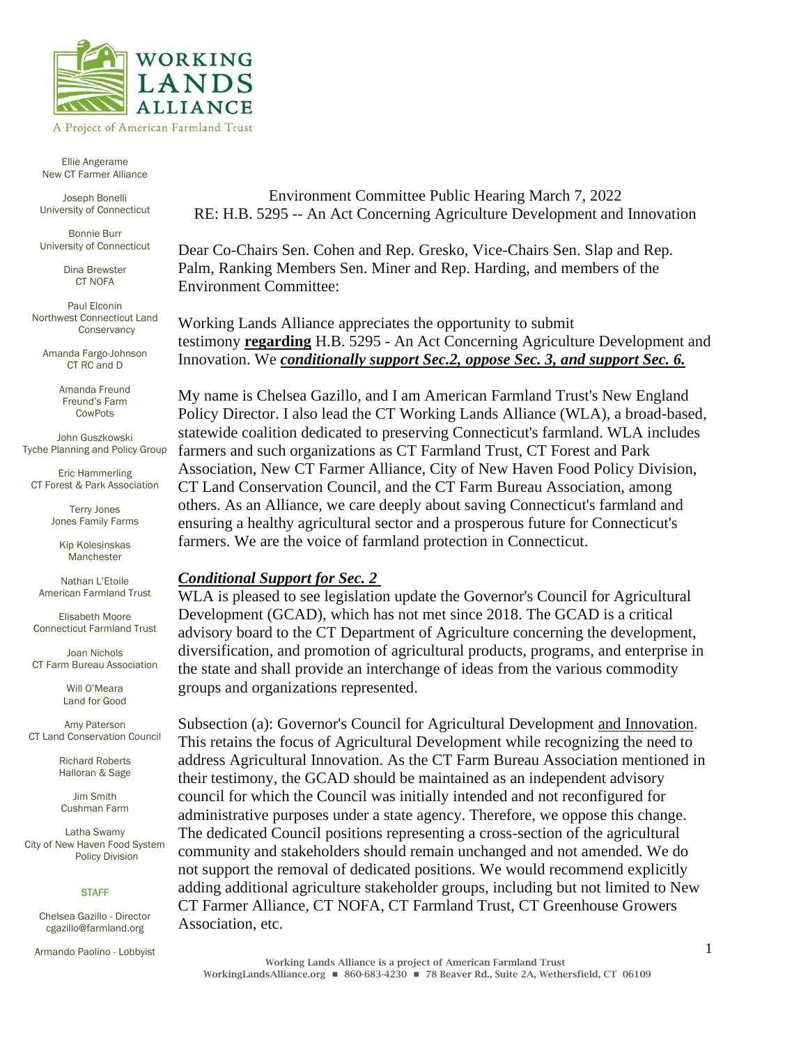WORKING LANDS ALLIANCE

A Project of American Farmland Trust

Ellie Angerame
New CT Farmer Alliance

Joseph Bonelli
University of Connecticut

Bonnie Burr
University of Connecticut

Dina Brewster
CT NOFA

Paul Elconin
Northwest Connecticut Land Conservancy

Amanda Fargo-Johnson
CT RC and D

Amanda Freund
Freund's Farm
CowPots

John Guszkowski
Tyche Planning and Policy Group

Eric Hammerling
CT Forest & Park Association

Terry Jones
Jones Family Farms

Kip Kolesinskas
Manchester

Nathan L'Etoile
American Farmland Trust

Elisabeth Moore
Connecticut Farmland Trust

Joan Nichols
CT Farm Bureau Association

Will O'Meara
Land for Good

Amy Paterson
CT Land Conservation Council

Richard Roberts
Halloran & Sage

Jim Smith
Cushman Farm

Latha Swamy
City of New Haven Food System Policy Division

STAFF

Chelsea Gazillo - Director
cgazillo@farmland.org

Armando Paolino - Lobbyist

Environment Committee Public Hearing March 7, 2022
RE: H.B. 5295 -- An Act Concerning Agriculture Development and Innovation

Dear Co-Chairs Sen. Cohen and Rep. Gresko, Vice-Chairs Sen. Slap and Rep. Palm, Ranking Members Sen. Miner and Rep. Harding, and members of the Environment Committee:

Working Lands Alliance appreciates the opportunity to submit testimony **regarding** H.B. 5295 - An Act Concerning Agriculture Development and Innovation. We ***conditionally support Sec.2, oppose Sec. 3, and support Sec. 6.***

My name is Chelsea Gazillo, and I am American Farmland Trust's New England Policy Director. I also lead the CT Working Lands Alliance (WLA), a broad-based, statewide coalition dedicated to preserving Connecticut's farmland. WLA includes farmers and such organizations as CT Farmland Trust, CT Forest and Park Association, New CT Farmer Alliance, City of New Haven Food Policy Division, CT Land Conservation Council, and the CT Farm Bureau Association, among others. As an Alliance, we care deeply about saving Connecticut's farmland and ensuring a healthy agricultural sector and a prosperous future for Connecticut's farmers. We are the voice of farmland protection in Connecticut.

***Conditional Support for Sec. 2***

WLA is pleased to see legislation update the Governor's Council for Agricultural Development (GCAD), which has not met since 2018. The GCAD is a critical advisory board to the CT Department of Agriculture concerning the development, diversification, and promotion of agricultural products, programs, and enterprise in the state and shall provide an interchange of ideas from the various commodity groups and organizations represented.

Subsection (a): Governor's Council for Agricultural Development and Innovation. This retains the focus of Agricultural Development while recognizing the need to address Agricultural Innovation. As the CT Farm Bureau Association mentioned in their testimony, the GCAD should be maintained as an independent advisory council for which the Council was initially intended and not reconfigured for administrative purposes under a state agency. Therefore, we oppose this change. The dedicated Council positions representing a cross-section of the agricultural community and stakeholders should remain unchanged and not amended. We do not support the removal of dedicated positions. We would recommend explicitly adding additional agriculture stakeholder groups, including but not limited to New CT Farmer Alliance, CT NOFA, CT Farmland Trust, CT Greenhouse Growers Association, etc.

Working Lands Alliance is a project of American Farmland Trust
WorkingLandsAlliance.org ■ 860-683-4230 ■ 78 Beaver Rd., Suite 2A, Wethersfield, CT 06109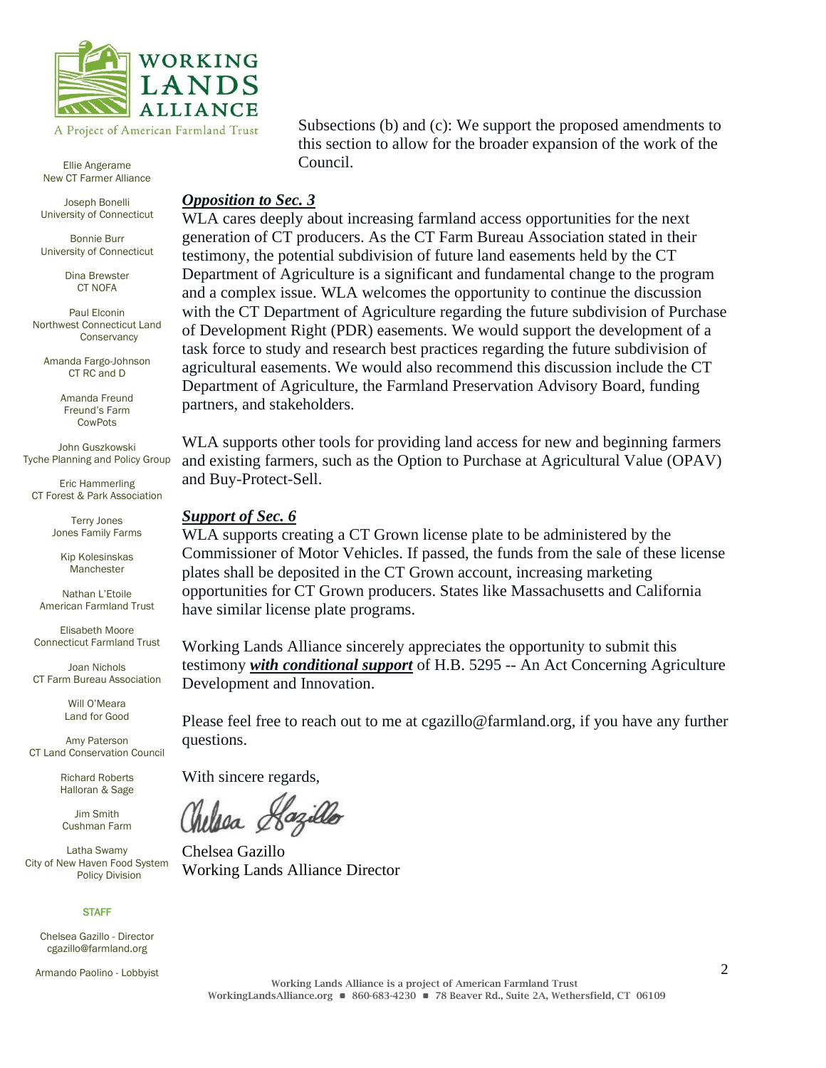WORKING LANDS ALLIANCE

A Project of American Farmland Trust

Ellie Angerame
New CT Farmer Alliance

Joseph Bonelli
University of Connecticut

Bonnie Burr
University of Connecticut

Dina Brewster
CT NOFA

Paul Elconin
Northwest Connecticut Land Conservancy

Amanda Fargo-Johnson
CT RC and D

Amanda Freund
Freund's Farm
CowPots

John Guszkowski
Tyche Planning and Policy Group

Eric Hammerling
CT Forest & Park Association

Terry Jones
Jones Family Farms

Kip Kolesinskas
Manchester

Nathan L'Etoile
American Farmland Trust

Elisabeth Moore
Connecticut Farmland Trust

Joan Nichols
CT Farm Bureau Association

Will O'Meara
Land for Good

Amy Paterson
CT Land Conservation Council

Richard Roberts
Halloran & Sage

Jim Smith
Cushman Farm

Latha Swamy
City of New Haven Food System Policy Division

STAFF

Chelsea Gazillo - Director
cgazillo@farmland.org

Armando Paolino - Lobbyist

Subsections (b) and (c): We support the proposed amendments to this section to allow for the broader expansion of the work of the Council.

***Opposition to Sec. 3***

WLA cares deeply about increasing farmland access opportunities for the next generation of CT producers. As the CT Farm Bureau Association stated in their testimony, the potential subdivision of future land easements held by the CT Department of Agriculture is a significant and fundamental change to the program and a complex issue. WLA welcomes the opportunity to continue the discussion with the CT Department of Agriculture regarding the future subdivision of Purchase of Development Right (PDR) easements. We would support the development of a task force to study and research best practices regarding the future subdivision of agricultural easements. We would also recommend this discussion include the CT Department of Agriculture, the Farmland Preservation Advisory Board, funding partners, and stakeholders.

WLA supports other tools for providing land access for new and beginning farmers and existing farmers, such as the Option to Purchase at Agricultural Value (OPAV) and Buy-Protect-Sell.

***Support of Sec. 6***

WLA supports creating a CT Grown license plate to be administered by the Commissioner of Motor Vehicles. If passed, the funds from the sale of these license plates shall be deposited in the CT Grown account, increasing marketing opportunities for CT Grown producers. States like Massachusetts and California have similar license plate programs.

Working Lands Alliance sincerely appreciates the opportunity to submit this testimony ***with conditional support*** of H.B. 5295 -- An Act Concerning Agriculture Development and Innovation.

Please feel free to reach out to me at cgazillo@farmland.org, if you have any further questions.

With sincere regards,

Chelsea Gazillo

Chelsea Gazillo
Working Lands Alliance Director

Working Lands Alliance is a project of American Farmland Trust
WorkingLandsAlliance.org ■ 860-683-4230 ■ 78 Beaver Rd., Suite 2A, Wethersfield, CT 06109